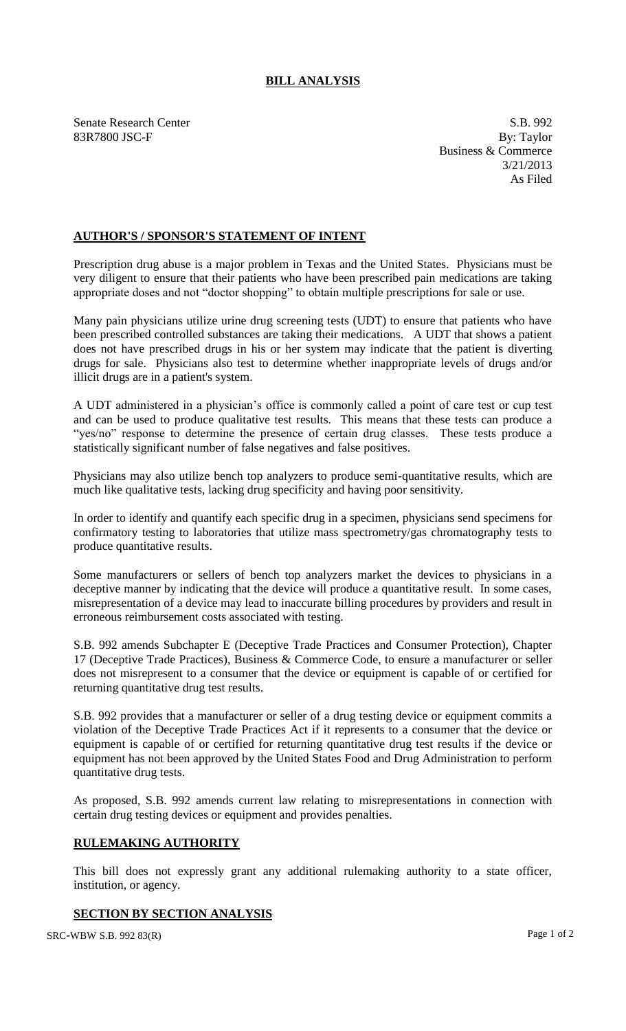# BILL ANALYSIS

Senate Research Center
83R7800 JSC-F

S.B. 992
By: Taylor
Business & Commerce
3/21/2013
As Filed

## AUTHOR'S / SPONSOR'S STATEMENT OF INTENT

Prescription drug abuse is a major problem in Texas and the United States. Physicians must be very diligent to ensure that their patients who have been prescribed pain medications are taking appropriate doses and not "doctor shopping" to obtain multiple prescriptions for sale or use.

Many pain physicians utilize urine drug screening tests (UDT) to ensure that patients who have been prescribed controlled substances are taking their medications. A UDT that shows a patient does not have prescribed drugs in his or her system may indicate that the patient is diverting drugs for sale. Physicians also test to determine whether inappropriate levels of drugs and/or illicit drugs are in a patient's system.

A UDT administered in a physician's office is commonly called a point of care test or cup test and can be used to produce qualitative test results. This means that these tests can produce a "yes/no" response to determine the presence of certain drug classes. These tests produce a statistically significant number of false negatives and false positives.

Physicians may also utilize bench top analyzers to produce semi-quantitative results, which are much like qualitative tests, lacking drug specificity and having poor sensitivity.

In order to identify and quantify each specific drug in a specimen, physicians send specimens for confirmatory testing to laboratories that utilize mass spectrometry/gas chromatography tests to produce quantitative results.

Some manufacturers or sellers of bench top analyzers market the devices to physicians in a deceptive manner by indicating that the device will produce a quantitative result. In some cases, misrepresentation of a device may lead to inaccurate billing procedures by providers and result in erroneous reimbursement costs associated with testing.

S.B. 992 amends Subchapter E (Deceptive Trade Practices and Consumer Protection), Chapter 17 (Deceptive Trade Practices), Business & Commerce Code, to ensure a manufacturer or seller does not misrepresent to a consumer that the device or equipment is capable of or certified for returning quantitative drug test results.

S.B. 992 provides that a manufacturer or seller of a drug testing device or equipment commits a violation of the Deceptive Trade Practices Act if it represents to a consumer that the device or equipment is capable of or certified for returning quantitative drug test results if the device or equipment has not been approved by the United States Food and Drug Administration to perform quantitative drug tests.

As proposed, S.B. 992 amends current law relating to misrepresentations in connection with certain drug testing devices or equipment and provides penalties.

## RULEMAKING AUTHORITY

This bill does not expressly grant any additional rulemaking authority to a state officer, institution, or agency.

## SECTION BY SECTION ANALYSIS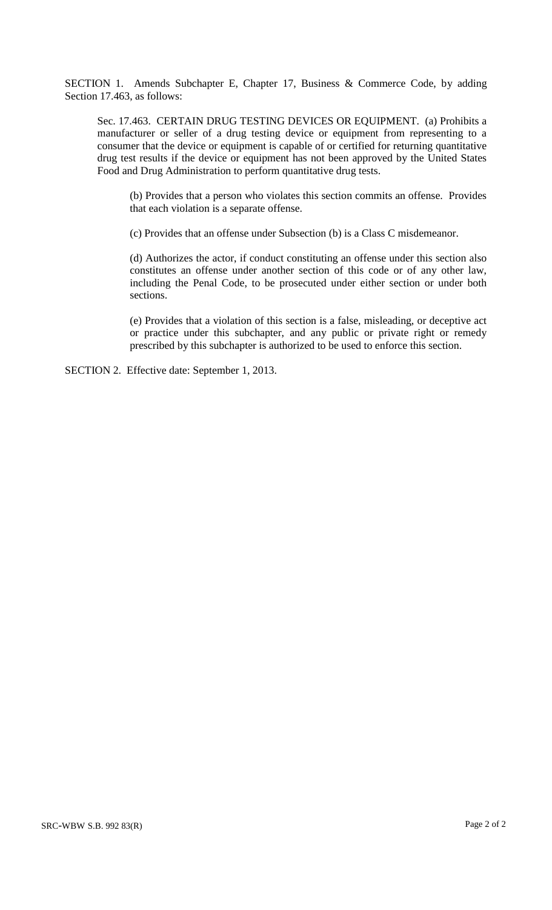SECTION 1. Amends Subchapter E, Chapter 17, Business & Commerce Code, by adding Section 17.463, as follows:

> Sec. 17.463. CERTAIN DRUG TESTING DEVICES OR EQUIPMENT. (a) Prohibits a manufacturer or seller of a drug testing device or equipment from representing to a consumer that the device or equipment is capable of or certified for returning quantitative drug test results if the device or equipment has not been approved by the United States Food and Drug Administration to perform quantitative drug tests.
>
> > (b) Provides that a person who violates this section commits an offense. Provides that each violation is a separate offense.
> >
> > (c) Provides that an offense under Subsection (b) is a Class C misdemeanor.
> >
> > (d) Authorizes the actor, if conduct constituting an offense under this section also constitutes an offense under another section of this code or of any other law, including the Penal Code, to be prosecuted under either section or under both sections.
> >
> > (e) Provides that a violation of this section is a false, misleading, or deceptive act or practice under this subchapter, and any public or private right or remedy prescribed by this subchapter is authorized to be used to enforce this section.

SECTION 2. Effective date: September 1, 2013.

SRC-WBW S.B. 992 83(R)